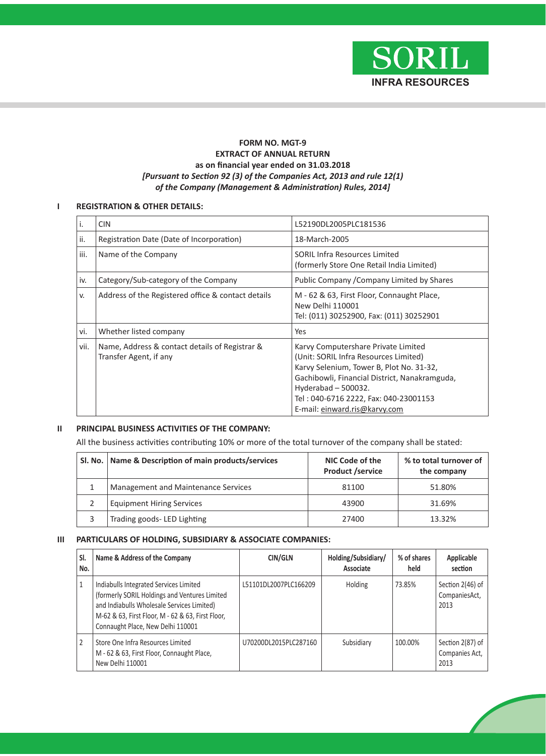SORIL

INFRA RESOURCES

# FORM NO. MGT-9
## EXTRACT OF ANNUAL RETURN
### as on financial year ended on 31.03.2018
***[Pursuant to Section 92 (3) of the Companies Act, 2013 and rule 12(1) of the Company (Management & Administration) Rules, 2014]***

## I REGISTRATION & OTHER DETAILS:

| | | |
|---|---|---|
| i. | CIN | L52190DL2005PLC181536 |
| ii. | Registration Date (Date of Incorporation) | 18-March-2005 |
| iii. | Name of the Company | SORIL Infra Resources Limited (formerly Store One Retail India Limited) |
| iv. | Category/Sub-category of the Company | Public Company /Company Limited by Shares |
| v. | Address of the Registered office & contact details | M - 62 & 63, First Floor, Connaught Place, New Delhi 110001 Tel: (011) 30252900, Fax: (011) 30252901 |
| vi. | Whether listed company | Yes |
| vii. | Name, Address & contact details of Registrar & Transfer Agent, if any | Karvy Computershare Private Limited (Unit: SORIL Infra Resources Limited) Karvy Selenium, Tower B, Plot No. 31-32, Gachibowli, Financial District, Nanakramguda, Hyderabad – 500032. Tel : 040-6716 2222, Fax: 040-23001153 E-mail: einward.ris@karvy.com |

## II PRINCIPAL BUSINESS ACTIVITIES OF THE COMPANY:

All the business activities contributing 10% or more of the total turnover of the company shall be stated:

| Sl. No. | Name & Description of main products/services | NIC Code of the Product /service | % to total turnover of the company |
|---|---|---|---|
| 1 | Management and Maintenance Services | 81100 | 51.80% |
| 2 | Equipment Hiring Services | 43900 | 31.69% |
| 3 | Trading goods- LED Lighting | 27400 | 13.32% |

## III PARTICULARS OF HOLDING, SUBSIDIARY & ASSOCIATE COMPANIES:

| Sl. No. | Name & Address of the Company | CIN/GLN | Holding/Subsidiary/ Associate | % of shares held | Applicable section |
|---|---|---|---|---|---|
| 1 | Indiabulls Integrated Services Limited (formerly SORIL Holdings and Ventures Limited and Indiabulls Wholesale Services Limited) M-62 & 63, First Floor, M - 62 & 63, First Floor, Connaught Place, New Delhi 110001 | L51101DL2007PLC166209 | Holding | 73.85% | Section 2(46) of CompaniesAct, 2013 |
| 2 | Store One Infra Resources Limited M - 62 & 63, First Floor, Connaught Place, New Delhi 110001 | U70200DL2015PLC287160 | Subsidiary | 100.00% | Section 2(87) of Companies Act, 2013 |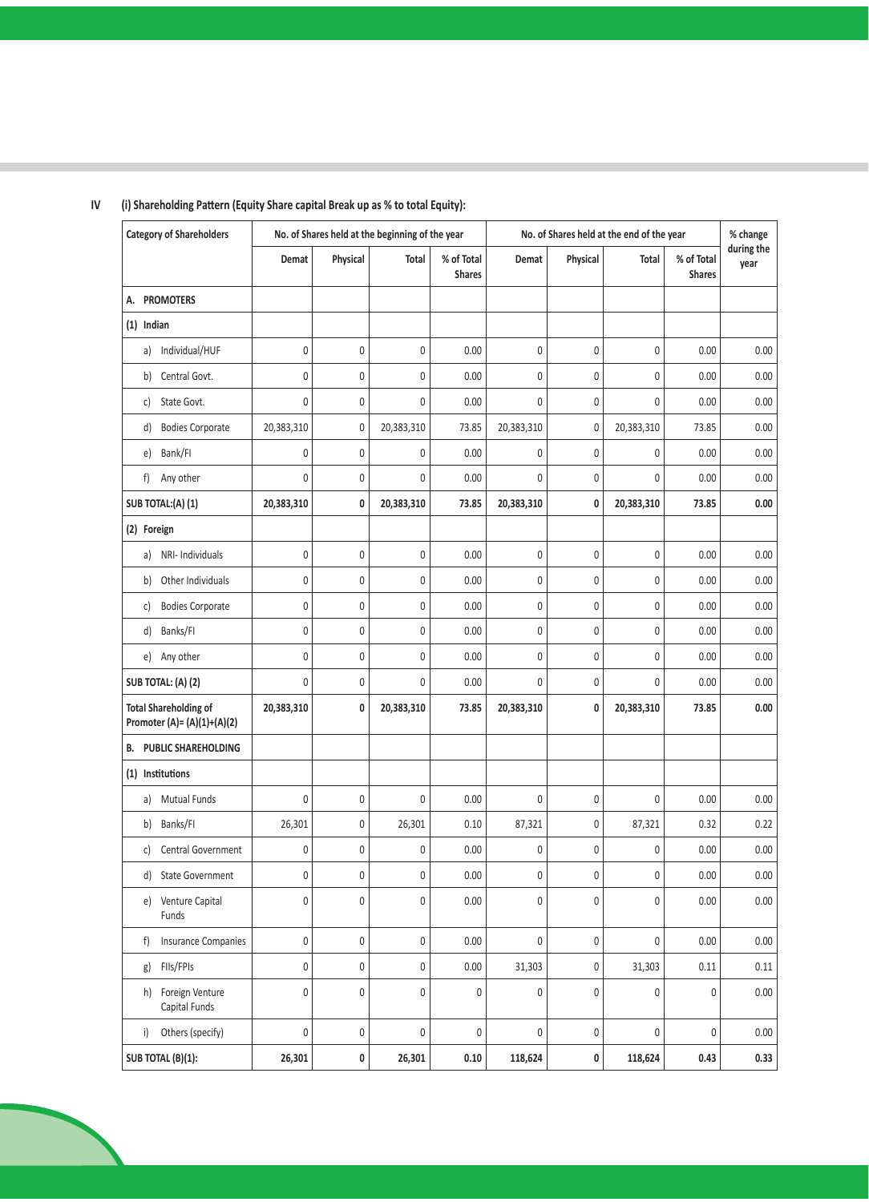IV (i) Shareholding Pattern (Equity Share capital Break up as % to total Equity):

| Category of Shareholders | No. of Shares held at the beginning of the year | | | | No. of Shares held at the end of the year | | | | % change during the year |
|---|---|---|---|---|---|---|---|---|---|
| | Demat | Physical | Total | % of Total Shares | Demat | Physical | Total | % of Total Shares | |
| **A. PROMOTERS** | | | | | | | | | |
| **(1) Indian** | | | | | | | | | |
| a) Individual/HUF | 0 | 0 | 0 | 0.00 | 0 | 0 | 0 | 0.00 | 0.00 |
| b) Central Govt. | 0 | 0 | 0 | 0.00 | 0 | 0 | 0 | 0.00 | 0.00 |
| c) State Govt. | 0 | 0 | 0 | 0.00 | 0 | 0 | 0 | 0.00 | 0.00 |
| d) Bodies Corporate | 20,383,310 | 0 | 20,383,310 | 73.85 | 20,383,310 | 0 | 20,383,310 | 73.85 | 0.00 |
| e) Bank/FI | 0 | 0 | 0 | 0.00 | 0 | 0 | 0 | 0.00 | 0.00 |
| f) Any other | 0 | 0 | 0 | 0.00 | 0 | 0 | 0 | 0.00 | 0.00 |
| **SUB TOTAL:(A) (1)** | **20,383,310** | **0** | **20,383,310** | **73.85** | **20,383,310** | **0** | **20,383,310** | **73.85** | **0.00** |
| **(2) Foreign** | | | | | | | | | |
| a) NRI- Individuals | 0 | 0 | 0 | 0.00 | 0 | 0 | 0 | 0.00 | 0.00 |
| b) Other Individuals | 0 | 0 | 0 | 0.00 | 0 | 0 | 0 | 0.00 | 0.00 |
| c) Bodies Corporate | 0 | 0 | 0 | 0.00 | 0 | 0 | 0 | 0.00 | 0.00 |
| d) Banks/FI | 0 | 0 | 0 | 0.00 | 0 | 0 | 0 | 0.00 | 0.00 |
| e) Any other | 0 | 0 | 0 | 0.00 | 0 | 0 | 0 | 0.00 | 0.00 |
| **SUB TOTAL: (A) (2)** | 0 | 0 | 0 | 0.00 | 0 | 0 | 0 | 0.00 | 0.00 |
| **Total Shareholding of Promoter (A)= (A)(1)+(A)(2)** | **20,383,310** | **0** | **20,383,310** | **73.85** | **20,383,310** | **0** | **20,383,310** | **73.85** | **0.00** |
| **B. PUBLIC SHAREHOLDING** | | | | | | | | | |
| **(1) Institutions** | | | | | | | | | |
| a) Mutual Funds | 0 | 0 | 0 | 0.00 | 0 | 0 | 0 | 0.00 | 0.00 |
| b) Banks/FI | 26,301 | 0 | 26,301 | 0.10 | 87,321 | 0 | 87,321 | 0.32 | 0.22 |
| c) Central Government | 0 | 0 | 0 | 0.00 | 0 | 0 | 0 | 0.00 | 0.00 |
| d) State Government | 0 | 0 | 0 | 0.00 | 0 | 0 | 0 | 0.00 | 0.00 |
| e) Venture Capital Funds | 0 | 0 | 0 | 0.00 | 0 | 0 | 0 | 0.00 | 0.00 |
| f) Insurance Companies | 0 | 0 | 0 | 0.00 | 0 | 0 | 0 | 0.00 | 0.00 |
| g) FIIs/FPIs | 0 | 0 | 0 | 0.00 | 31,303 | 0 | 31,303 | 0.11 | 0.11 |
| h) Foreign Venture Capital Funds | 0 | 0 | 0 | 0 | 0 | 0 | 0 | 0 | 0.00 |
| i) Others (specify) | 0 | 0 | 0 | 0 | 0 | 0 | 0 | 0 | 0.00 |
| **SUB TOTAL (B)(1):** | **26,301** | **0** | **26,301** | **0.10** | **118,624** | **0** | **118,624** | **0.43** | **0.33** |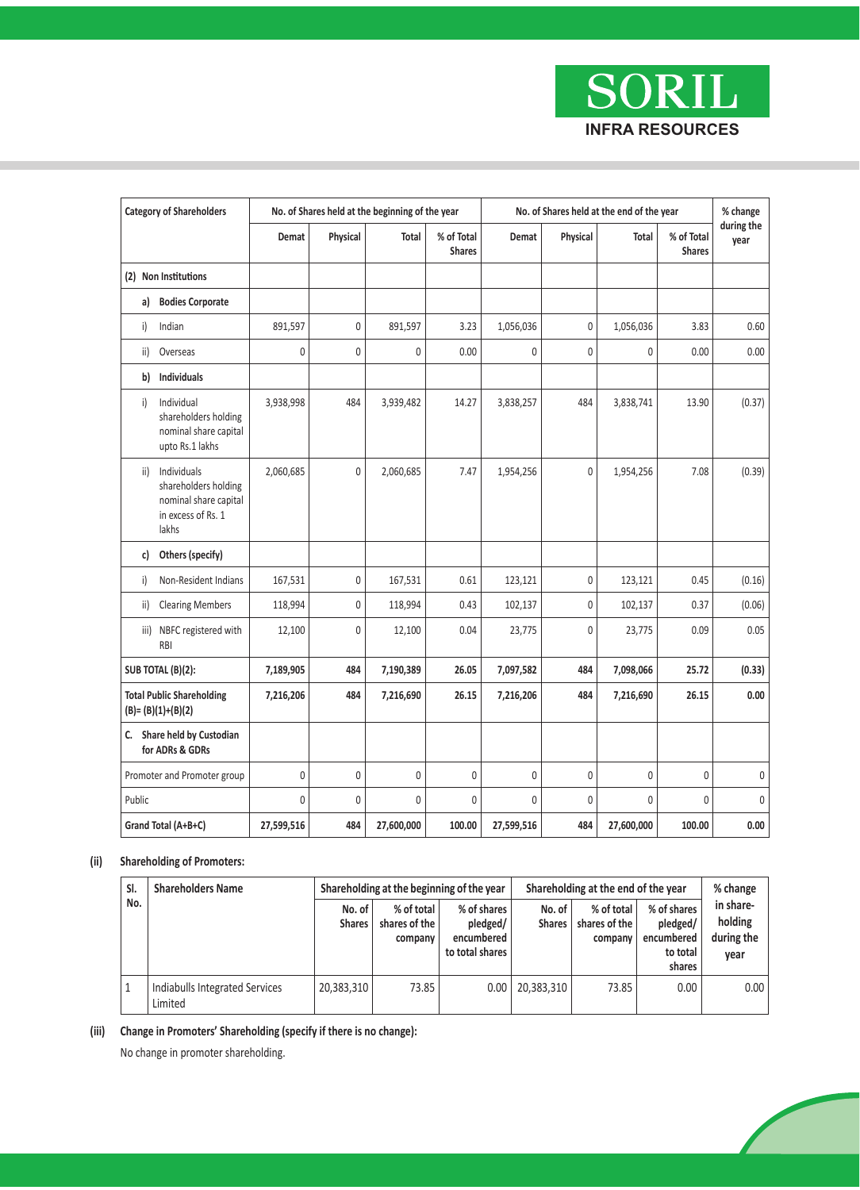| Category of Shareholders | No. of Shares held at the beginning of the year | | | | No. of Shares held at the end of the year | | | | % change during the year |
|---|---|---|---|---|---|---|---|---|---|
| | Demat | Physical | Total | % of Total Shares | Demat | Physical | Total | % of Total Shares | |
| **(2) Non Institutions** | | | | | | | | | |
| **a) Bodies Corporate** | | | | | | | | | |
| i) Indian | 891,597 | 0 | 891,597 | 3.23 | 1,056,036 | 0 | 1,056,036 | 3.83 | 0.60 |
| ii) Overseas | 0 | 0 | 0 | 0.00 | 0 | 0 | 0 | 0.00 | 0.00 |
| **b) Individuals** | | | | | | | | | |
| i) Individual shareholders holding nominal share capital upto Rs.1 lakhs | 3,938,998 | 484 | 3,939,482 | 14.27 | 3,838,257 | 484 | 3,838,741 | 13.90 | (0.37) |
| ii) Individuals shareholders holding nominal share capital in excess of Rs. 1 lakhs | 2,060,685 | 0 | 2,060,685 | 7.47 | 1,954,256 | 0 | 1,954,256 | 7.08 | (0.39) |
| **c) Others (specify)** | | | | | | | | | |
| i) Non-Resident Indians | 167,531 | 0 | 167,531 | 0.61 | 123,121 | 0 | 123,121 | 0.45 | (0.16) |
| ii) Clearing Members | 118,994 | 0 | 118,994 | 0.43 | 102,137 | 0 | 102,137 | 0.37 | (0.06) |
| iii) NBFC registered with RBI | 12,100 | 0 | 12,100 | 0.04 | 23,775 | 0 | 23,775 | 0.09 | 0.05 |
| **SUB TOTAL (B)(2):** | **7,189,905** | **484** | **7,190,389** | **26.05** | **7,097,582** | **484** | **7,098,066** | **25.72** | **(0.33)** |
| **Total Public Shareholding (B)= (B)(1)+(B)(2)** | **7,216,206** | **484** | **7,216,690** | **26.15** | **7,216,206** | **484** | **7,216,690** | **26.15** | **0.00** |
| **C. Share held by Custodian for ADRs & GDRs** | | | | | | | | | |
| Promoter and Promoter group | 0 | 0 | 0 | 0 | 0 | 0 | 0 | 0 | 0 |
| Public | 0 | 0 | 0 | 0 | 0 | 0 | 0 | 0 | 0 |
| **Grand Total (A+B+C)** | **27,599,516** | **484** | **27,600,000** | **100.00** | **27,599,516** | **484** | **27,600,000** | **100.00** | **0.00** |

**(ii) Shareholding of Promoters:**

| Sl. No. | Shareholders Name | Shareholding at the beginning of the year | | | Shareholding at the end of the year | | | % change in share-holding during the year |
|---|---|---|---|---|---|---|---|---|
| | | No. of Shares | % of total shares of the company | % of shares pledged/ encumbered to total shares | No. of Shares | % of total shares of the company | % of shares pledged/ encumbered to total shares | |
| 1 | Indiabulls Integrated Services Limited | 20,383,310 | 73.85 | 0.00 | 20,383,310 | 73.85 | 0.00 | 0.00 |

**(iii) Change in Promoters' Shareholding (specify if there is no change):**

No change in promoter shareholding.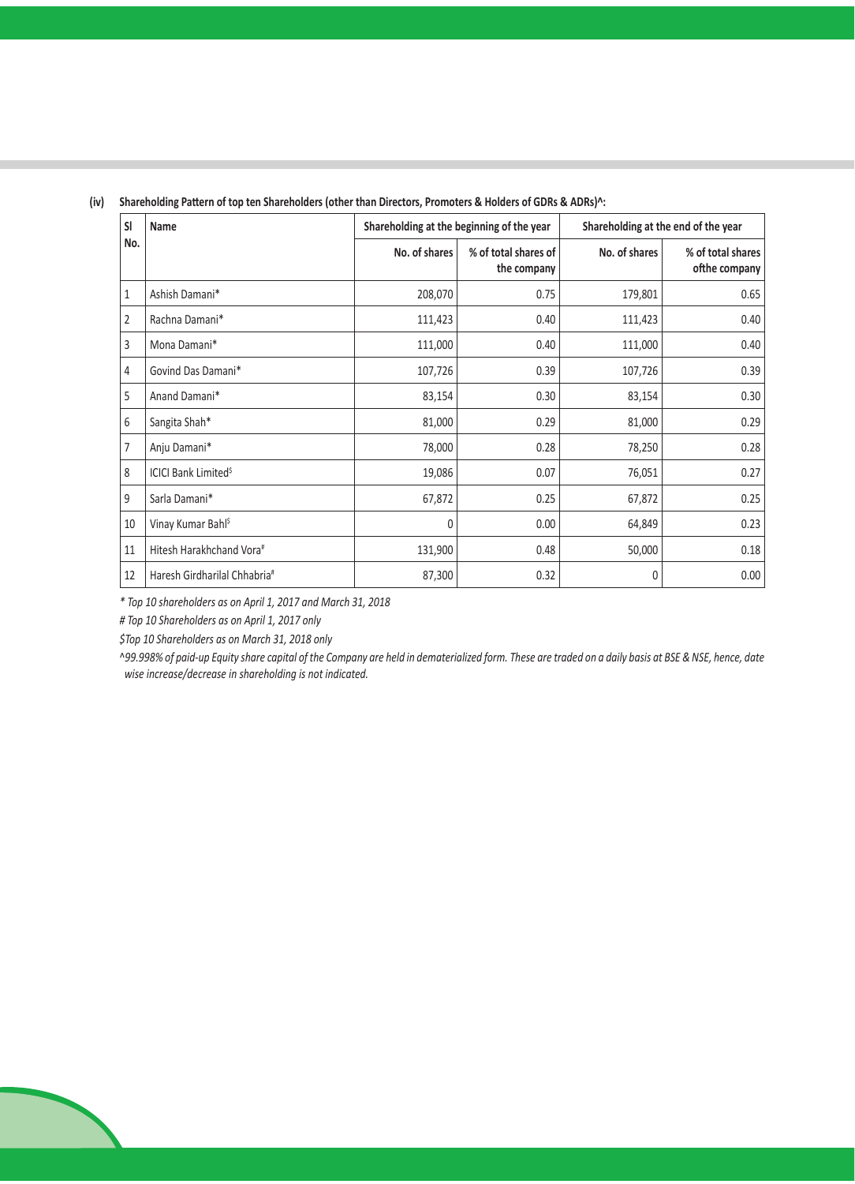(iv) **Shareholding Pattern of top ten Shareholders (other than Directors, Promoters & Holders of GDRs & ADRs)^:**

| Sl No. | Name | Shareholding at the beginning of the year | | Shareholding at the end of the year | |
|---|---|---|---|---|---|
| | | No. of shares | % of total shares of the company | No. of shares | % of total shares ofthe company |
| 1 | Ashish Damani* | 208,070 | 0.75 | 179,801 | 0.65 |
| 2 | Rachna Damani* | 111,423 | 0.40 | 111,423 | 0.40 |
| 3 | Mona Damani* | 111,000 | 0.40 | 111,000 | 0.40 |
| 4 | Govind Das Damani* | 107,726 | 0.39 | 107,726 | 0.39 |
| 5 | Anand Damani* | 83,154 | 0.30 | 83,154 | 0.30 |
| 6 | Sangita Shah* | 81,000 | 0.29 | 81,000 | 0.29 |
| 7 | Anju Damani* | 78,000 | 0.28 | 78,250 | 0.28 |
| 8 | ICICI Bank Limited$ | 19,086 | 0.07 | 76,051 | 0.27 |
| 9 | Sarla Damani* | 67,872 | 0.25 | 67,872 | 0.25 |
| 10 | Vinay Kumar Bahl$ | 0 | 0.00 | 64,849 | 0.23 |
| 11 | Hitesh Harakhchand Vora# | 131,900 | 0.48 | 50,000 | 0.18 |
| 12 | Haresh Girdharilal Chhabria# | 87,300 | 0.32 | 0 | 0.00 |

*\* Top 10 shareholders as on April 1, 2017 and March 31, 2018*

*# Top 10 Shareholders as on April 1, 2017 only*

*$Top 10 Shareholders as on March 31, 2018 only*

*^99.998% of paid-up Equity share capital of the Company are held in dematerialized form. These are traded on a daily basis at BSE & NSE, hence, date wise increase/decrease in shareholding is not indicated.*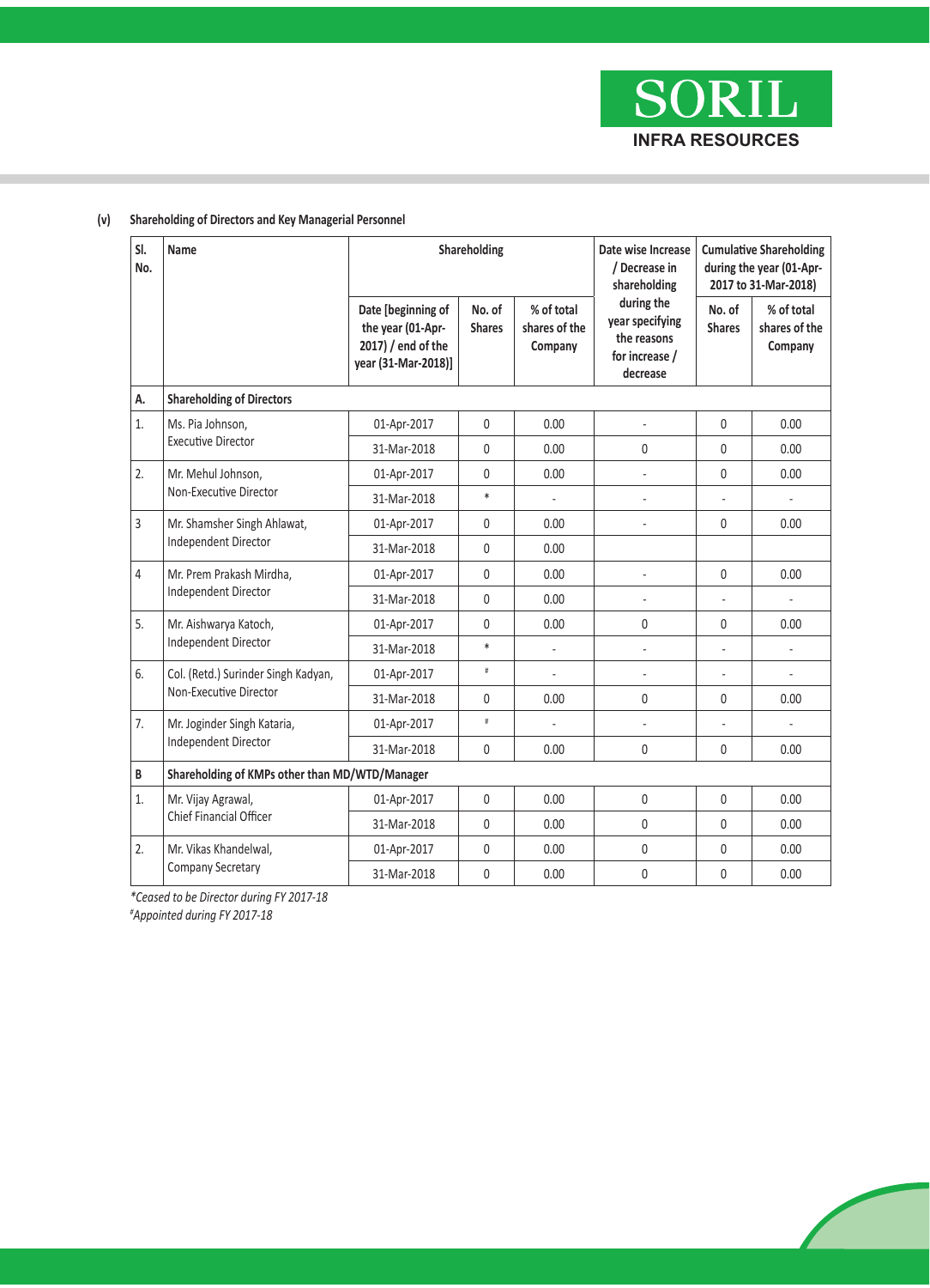**(v) Shareholding of Directors and Key Managerial Personnel**

| Sl. No. | Name | Shareholding | | | Date wise Increase / Decrease in shareholding during the year specifying the reasons for increase / decrease | Cumulative Shareholding during the year (01-Apr-2017 to 31-Mar-2018) | |
|---|---|---|---|---|---|---|---|
| | | Date [beginning of the year (01-Apr-2017) / end of the year (31-Mar-2018)] | No. of Shares | % of total shares of the Company | | No. of Shares | % of total shares of the Company |
| **A.** | **Shareholding of Directors** | | | | | | |
| 1. | Ms. Pia Johnson, Executive Director | 01-Apr-2017 | 0 | 0.00 | - | 0 | 0.00 |
| | | 31-Mar-2018 | 0 | 0.00 | 0 | 0 | 0.00 |
| 2. | Mr. Mehul Johnson, Non-Executive Director | 01-Apr-2017 | 0 | 0.00 | - | 0 | 0.00 |
| | | 31-Mar-2018 | * | - | - | - | - |
| 3 | Mr. Shamsher Singh Ahlawat, Independent Director | 01-Apr-2017 | 0 | 0.00 | - | 0 | 0.00 |
| | | 31-Mar-2018 | 0 | 0.00 | | | |
| 4 | Mr. Prem Prakash Mirdha, Independent Director | 01-Apr-2017 | 0 | 0.00 | - | 0 | 0.00 |
| | | 31-Mar-2018 | 0 | 0.00 | - | - | - |
| 5. | Mr. Aishwarya Katoch, Independent Director | 01-Apr-2017 | 0 | 0.00 | 0 | 0 | 0.00 |
| | | 31-Mar-2018 | * | - | - | - | - |
| 6. | Col. (Retd.) Surinder Singh Kadyan, Non-Executive Director | 01-Apr-2017 | # | - | - | - | - |
| | | 31-Mar-2018 | 0 | 0.00 | 0 | 0 | 0.00 |
| 7. | Mr. Joginder Singh Kataria, Independent Director | 01-Apr-2017 | # | - | - | - | - |
| | | 31-Mar-2018 | 0 | 0.00 | 0 | 0 | 0.00 |
| **B** | **Shareholding of KMPs other than MD/WTD/Manager** | | | | | | |
| 1. | Mr. Vijay Agrawal, Chief Financial Officer | 01-Apr-2017 | 0 | 0.00 | 0 | 0 | 0.00 |
| | | 31-Mar-2018 | 0 | 0.00 | 0 | 0 | 0.00 |
| 2. | Mr. Vikas Khandelwal, Company Secretary | 01-Apr-2017 | 0 | 0.00 | 0 | 0 | 0.00 |
| | | 31-Mar-2018 | 0 | 0.00 | 0 | 0 | 0.00 |

*\*Ceased to be Director during FY 2017-18*

*#Appointed during FY 2017-18*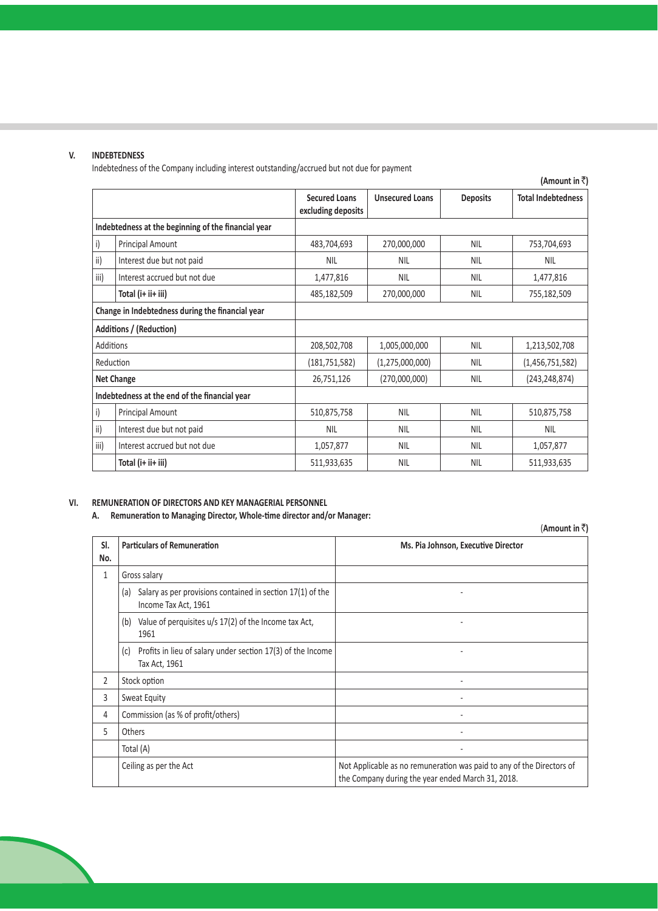## V. INDEBTEDNESS

Indebtedness of the Company including interest outstanding/accrued but not due for payment

**(Amount in ₹)**

| | | Secured Loans excluding deposits | Unsecured Loans | Deposits | Total Indebtedness |
|---|---|---|---|---|---|
| **Indebtedness at the beginning of the financial year** | | | | | |
| i) | Principal Amount | 483,704,693 | 270,000,000 | NIL | 753,704,693 |
| ii) | Interest due but not paid | NIL | NIL | NIL | NIL |
| iii) | Interest accrued but not due | 1,477,816 | NIL | NIL | 1,477,816 |
| | **Total (i+ ii+ iii)** | 485,182,509 | 270,000,000 | NIL | 755,182,509 |
| **Change in Indebtedness during the financial year** | | | | | |
| **Additions / (Reduction)** | | | | | |
| Additions | | 208,502,708 | 1,005,000,000 | NIL | 1,213,502,708 |
| Reduction | | (181,751,582) | (1,275,000,000) | NIL | (1,456,751,582) |
| **Net Change** | | 26,751,126 | (270,000,000) | NIL | (243,248,874) |
| **Indebtedness at the end of the financial year** | | | | | |
| i) | Principal Amount | 510,875,758 | NIL | NIL | 510,875,758 |
| ii) | Interest due but not paid | NIL | NIL | NIL | NIL |
| iii) | Interest accrued but not due | 1,057,877 | NIL | NIL | 1,057,877 |
| | **Total (i+ ii+ iii)** | 511,933,635 | NIL | NIL | 511,933,635 |

## VI. REMUNERATION OF DIRECTORS AND KEY MANAGERIAL PERSONNEL

### A. Remuneration to Managing Director, Whole-time director and/or Manager:

**(Amount in ₹)**

| Sl. No. | Particulars of Remuneration | Ms. Pia Johnson, Executive Director |
|---|---|---|
| 1 | Gross salary | |
| | (a) Salary as per provisions contained in section 17(1) of the Income Tax Act, 1961 | - |
| | (b) Value of perquisites u/s 17(2) of the Income tax Act, 1961 | - |
| | (c) Profits in lieu of salary under section 17(3) of the Income Tax Act, 1961 | - |
| 2 | Stock option | - |
| 3 | Sweat Equity | - |
| 4 | Commission (as % of profit/others) | - |
| 5 | Others | - |
| | Total (A) | - |
| | Ceiling as per the Act | Not Applicable as no remuneration was paid to any of the Directors of the Company during the year ended March 31, 2018. |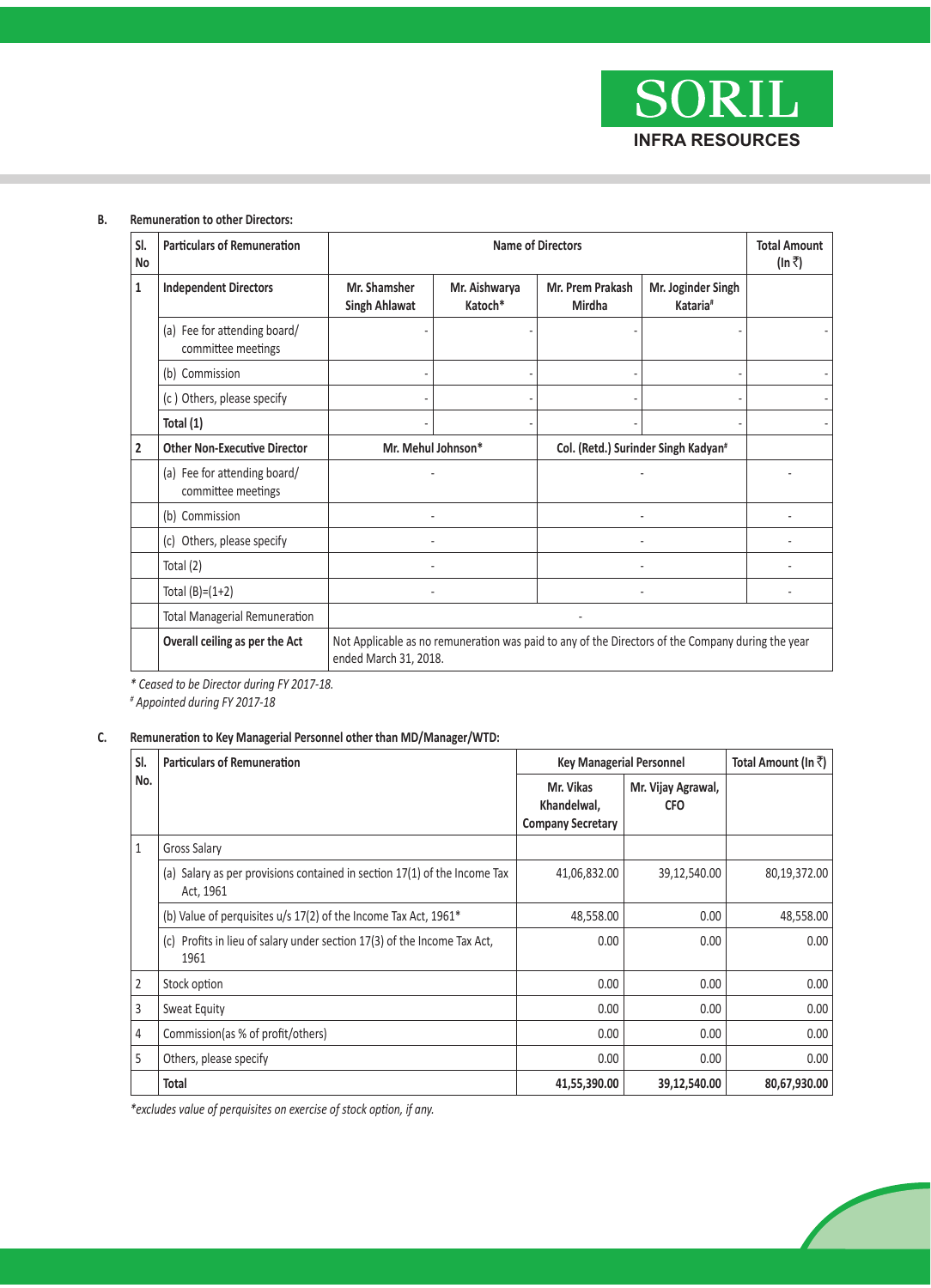**B. Remuneration to other Directors:**

| Sl. No | Particulars of Remuneration | Name of Directors | | | | Total Amount (In ₹) |
|---|---|---|---|---|---|---|
| 1 | **Independent Directors** | **Mr. Shamsher Singh Ahlawat** | **Mr. Aishwarya Katoch*** | **Mr. Prem Prakash Mirdha** | **Mr. Joginder Singh Kataria#** | |
| | (a) Fee for attending board/ committee meetings | - | - | - | - | - |
| | (b) Commission | - | - | - | - | - |
| | (c ) Others, please specify | - | - | - | - | - |
| | **Total (1)** | - | - | - | - | - |
| 2 | **Other Non-Executive Director** | **Mr. Mehul Johnson*** | | **Col. (Retd.) Surinder Singh Kadyan#** | | |
| | (a) Fee for attending board/ committee meetings | - | | - | | - |
| | (b) Commission | - | | - | | - |
| | (c) Others, please specify | - | | - | | - |
| | Total (2) | - | | - | | - |
| | Total (B)=(1+2) | - | | - | | - |
| | Total Managerial Remuneration | - | | | | |
| | **Overall ceiling as per the Act** | Not Applicable as no remuneration was paid to any of the Directors of the Company during the year ended March 31, 2018. | | | | |

*\* Ceased to be Director during FY 2017-18.*
*# Appointed during FY 2017-18*

**C. Remuneration to Key Managerial Personnel other than MD/Manager/WTD:**

| Sl. No. | Particulars of Remuneration | Key Managerial Personnel | | Total Amount (In ₹) |
|---|---|---|---|---|
| | | **Mr. Vikas Khandelwal, Company Secretary** | **Mr. Vijay Agrawal, CFO** | |
| 1 | Gross Salary | | | |
| | (a) Salary as per provisions contained in section 17(1) of the Income Tax Act, 1961 | 41,06,832.00 | 39,12,540.00 | 80,19,372.00 |
| | (b) Value of perquisites u/s 17(2) of the Income Tax Act, 1961* | 48,558.00 | 0.00 | 48,558.00 |
| | (c) Profits in lieu of salary under section 17(3) of the Income Tax Act, 1961 | 0.00 | 0.00 | 0.00 |
| 2 | Stock option | 0.00 | 0.00 | 0.00 |
| 3 | Sweat Equity | 0.00 | 0.00 | 0.00 |
| 4 | Commission(as % of profit/others) | 0.00 | 0.00 | 0.00 |
| 5 | Others, please specify | 0.00 | 0.00 | 0.00 |
| | **Total** | **41,55,390.00** | **39,12,540.00** | **80,67,930.00** |

*\*excludes value of perquisites on exercise of stock option, if any.*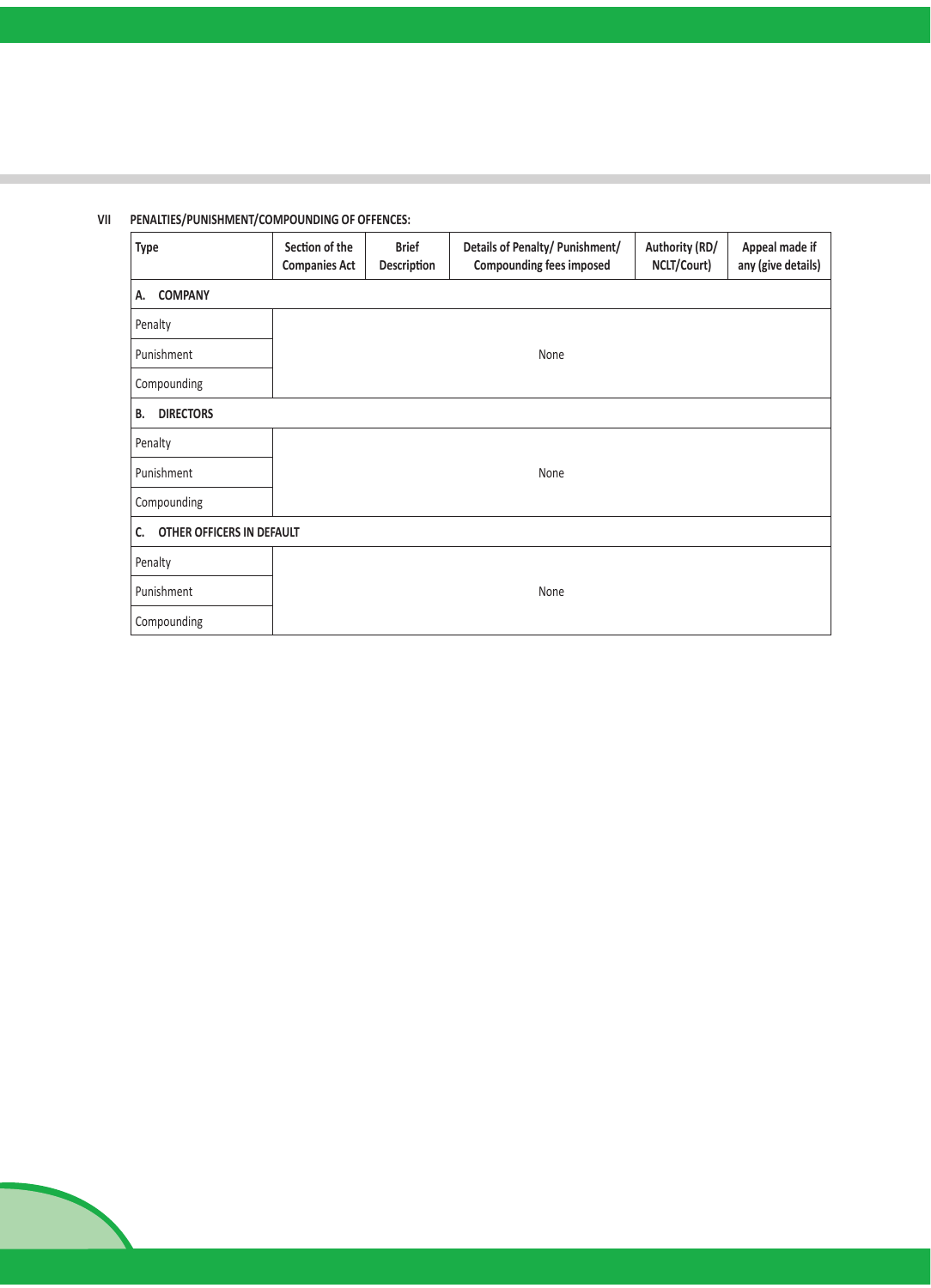VII **PENALTIES/PUNISHMENT/COMPOUNDING OF OFFENCES:**

| Type | Section of the Companies Act | Brief Description | Details of Penalty/ Punishment/ Compounding fees imposed | Authority (RD/ NCLT/Court) | Appeal made if any (give details) |
|---|---|---|---|---|---|
| **A. COMPANY** | | | | | |
| Penalty | | | | | |
| Punishment | | | None | | |
| Compounding | | | | | |
| **B. DIRECTORS** | | | | | |
| Penalty | | | | | |
| Punishment | | | None | | |
| Compounding | | | | | |
| **C. OTHER OFFICERS IN DEFAULT** | | | | | |
| Penalty | | | | | |
| Punishment | | | None | | |
| Compounding | | | | | |